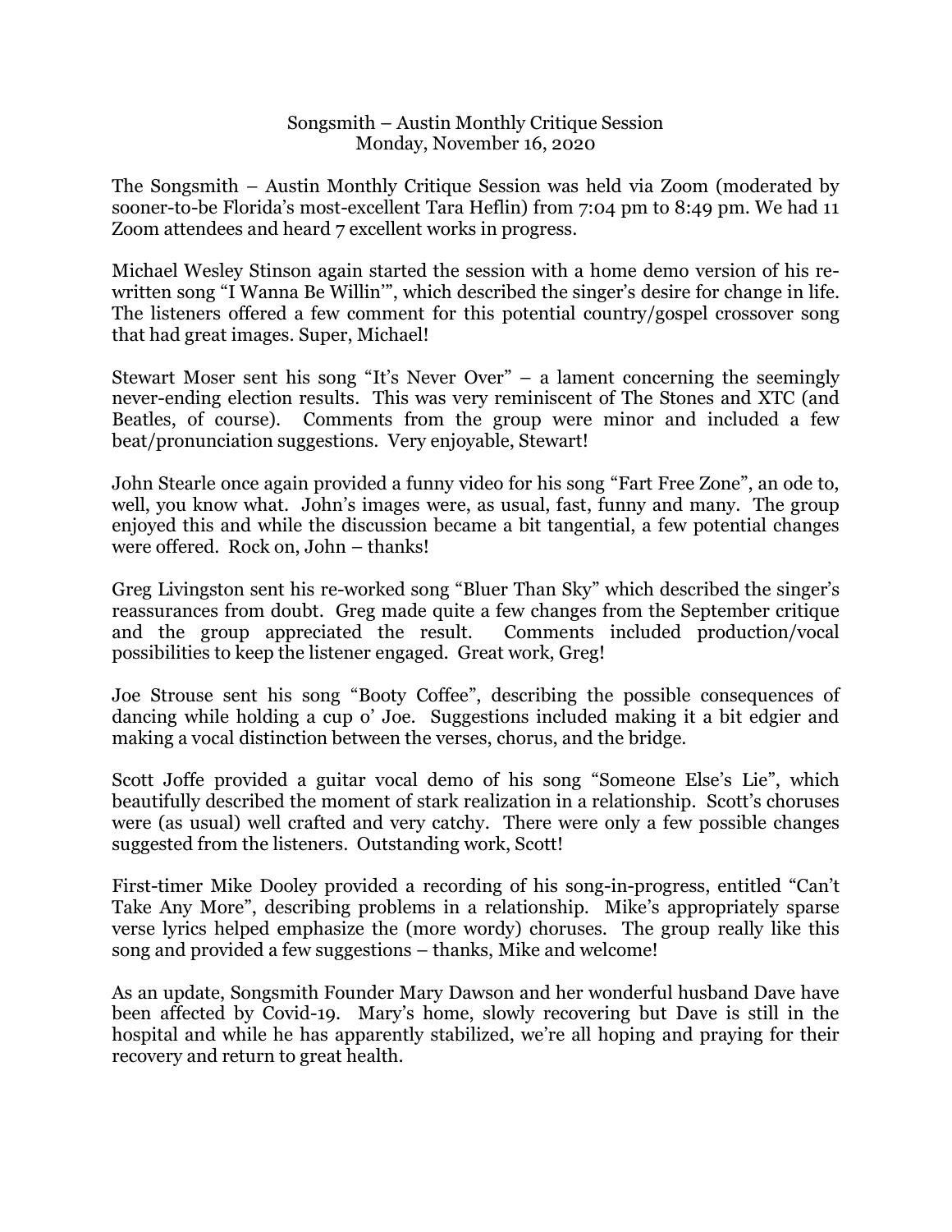# Songsmith – Austin Monthly Critique Session
## Monday, November 16, 2020

The Songsmith – Austin Monthly Critique Session was held via Zoom (moderated by sooner-to-be Florida's most-excellent Tara Heflin) from 7:04 pm to 8:49 pm. We had 11 Zoom attendees and heard 7 excellent works in progress.

Michael Wesley Stinson again started the session with a home demo version of his re-written song "I Wanna Be Willin'", which described the singer's desire for change in life. The listeners offered a few comment for this potential country/gospel crossover song that had great images. Super, Michael!

Stewart Moser sent his song "It's Never Over" – a lament concerning the seemingly never-ending election results. This was very reminiscent of The Stones and XTC (and Beatles, of course). Comments from the group were minor and included a few beat/pronunciation suggestions. Very enjoyable, Stewart!

John Stearle once again provided a funny video for his song "Fart Free Zone", an ode to, well, you know what. John's images were, as usual, fast, funny and many. The group enjoyed this and while the discussion became a bit tangential, a few potential changes were offered. Rock on, John – thanks!

Greg Livingston sent his re-worked song "Bluer Than Sky" which described the singer's reassurances from doubt. Greg made quite a few changes from the September critique and the group appreciated the result. Comments included production/vocal possibilities to keep the listener engaged. Great work, Greg!

Joe Strouse sent his song "Booty Coffee", describing the possible consequences of dancing while holding a cup o' Joe. Suggestions included making it a bit edgier and making a vocal distinction between the verses, chorus, and the bridge.

Scott Joffe provided a guitar vocal demo of his song "Someone Else's Lie", which beautifully described the moment of stark realization in a relationship. Scott's choruses were (as usual) well crafted and very catchy. There were only a few possible changes suggested from the listeners. Outstanding work, Scott!

First-timer Mike Dooley provided a recording of his song-in-progress, entitled "Can't Take Any More", describing problems in a relationship. Mike's appropriately sparse verse lyrics helped emphasize the (more wordy) choruses. The group really like this song and provided a few suggestions – thanks, Mike and welcome!

As an update, Songsmith Founder Mary Dawson and her wonderful husband Dave have been affected by Covid-19. Mary's home, slowly recovering but Dave is still in the hospital and while he has apparently stabilized, we're all hoping and praying for their recovery and return to great health.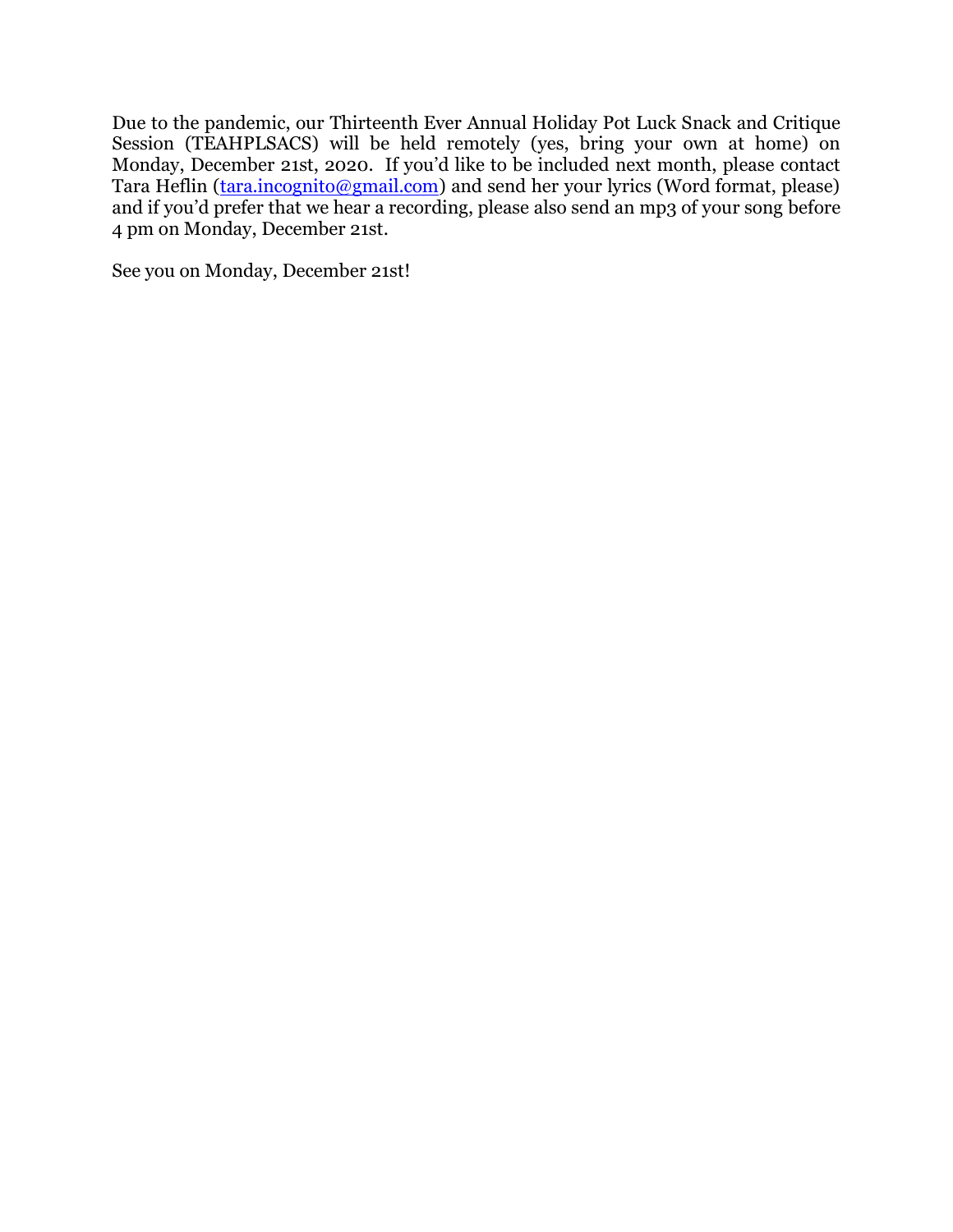Due to the pandemic, our Thirteenth Ever Annual Holiday Pot Luck Snack and Critique Session (TEAHPLSACS) will be held remotely (yes, bring your own at home) on Monday, December 21st, 2020. If you'd like to be included next month, please contact Tara Heflin (tara.incognito@gmail.com) and send her your lyrics (Word format, please) and if you'd prefer that we hear a recording, please also send an mp3 of your song before 4 pm on Monday, December 21st.

See you on Monday, December 21st!